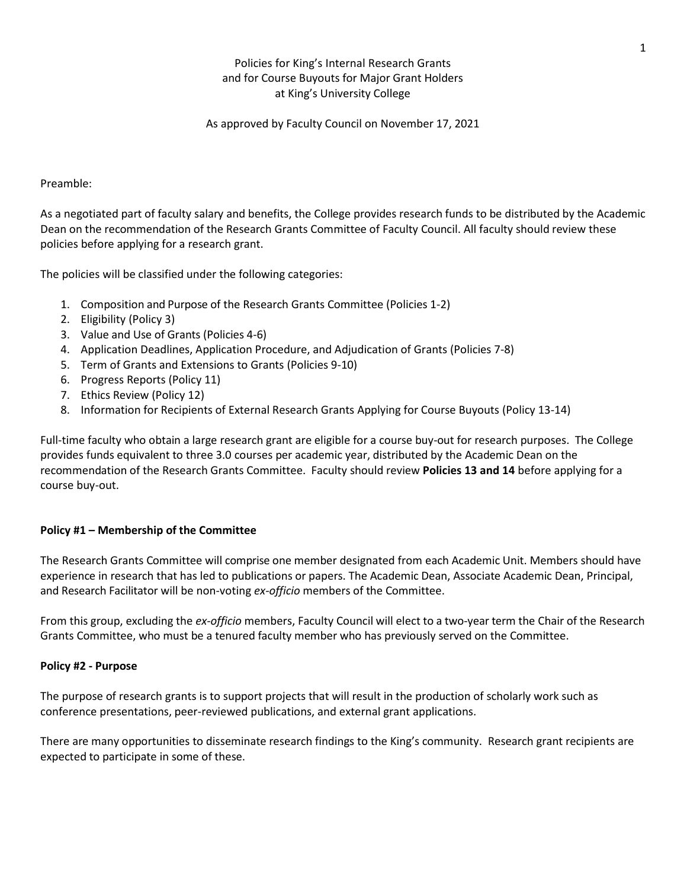# Policies for King's Internal Research Grants and for Course Buyouts for Major Grant Holders at King's University College

As approved by Faculty Council on November 17, 2021

Preamble:

As a negotiated part of faculty salary and benefits, the College provides research funds to be distributed by the Academic Dean on the recommendation of the Research Grants Committee of Faculty Council. All faculty should review these policies before applying for a research grant.

The policies will be classified under the following categories:

1. Composition and Purpose of the Research Grants Committee (Policies 1-2)
2. Eligibility (Policy 3)
3. Value and Use of Grants (Policies 4-6)
4. Application Deadlines, Application Procedure, and Adjudication of Grants (Policies 7-8)
5. Term of Grants and Extensions to Grants (Policies 9-10)
6. Progress Reports (Policy 11)
7. Ethics Review (Policy 12)
8. Information for Recipients of External Research Grants Applying for Course Buyouts (Policy 13-14)

Full-time faculty who obtain a large research grant are eligible for a course buy-out for research purposes. The College provides funds equivalent to three 3.0 courses per academic year, distributed by the Academic Dean on the recommendation of the Research Grants Committee. Faculty should review **Policies 13 and 14** before applying for a course buy-out.

## Policy #1 – Membership of the Committee

The Research Grants Committee will comprise one member designated from each Academic Unit. Members should have experience in research that has led to publications or papers. The Academic Dean, Associate Academic Dean, Principal, and Research Facilitator will be non-voting *ex-officio* members of the Committee.

From this group, excluding the *ex-officio* members, Faculty Council will elect to a two-year term the Chair of the Research Grants Committee, who must be a tenured faculty member who has previously served on the Committee.

## Policy #2 - Purpose

The purpose of research grants is to support projects that will result in the production of scholarly work such as conference presentations, peer-reviewed publications, and external grant applications.

There are many opportunities to disseminate research findings to the King's community. Research grant recipients are expected to participate in some of these.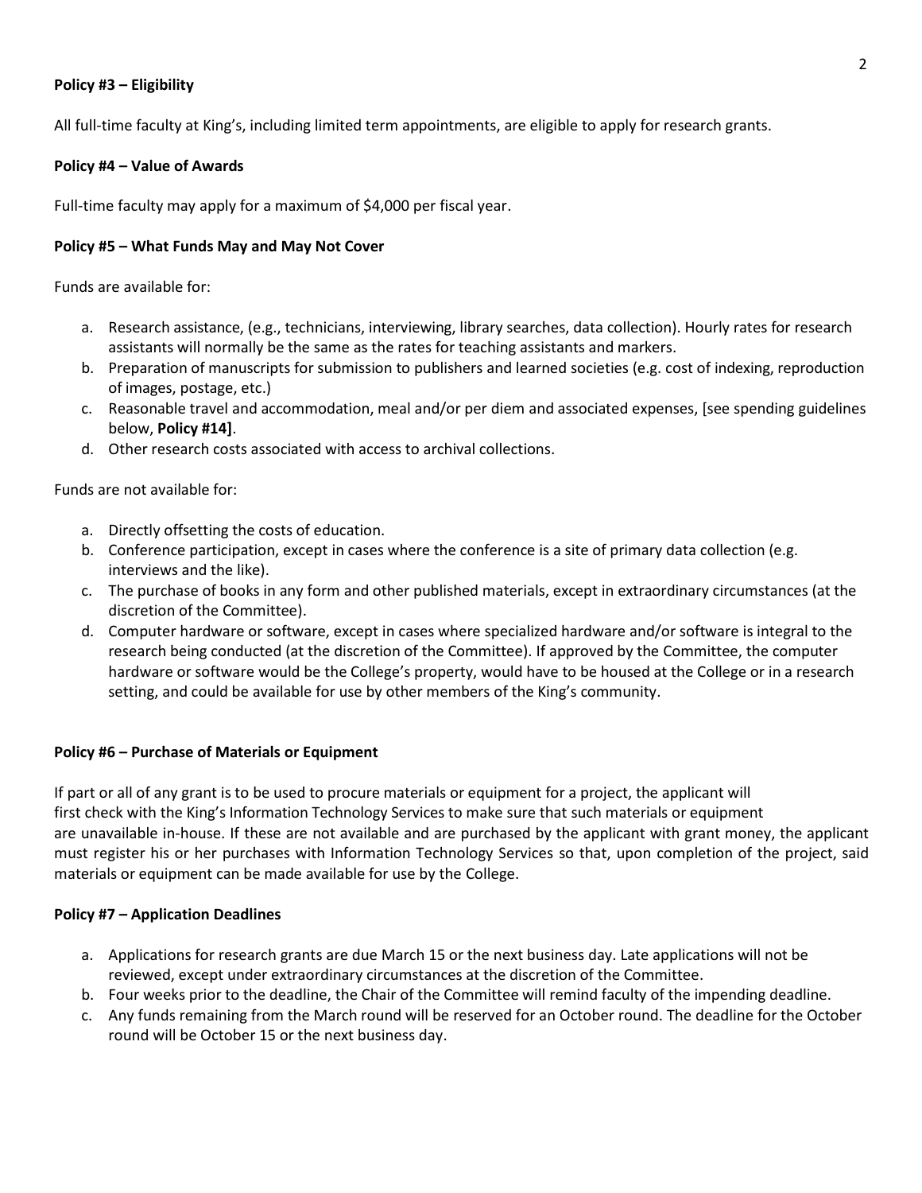**Policy #3 – Eligibility**

All full-time faculty at King's, including limited term appointments, are eligible to apply for research grants.

**Policy #4 – Value of Awards**

Full-time faculty may apply for a maximum of $4,000 per fiscal year.

**Policy #5 – What Funds May and May Not Cover**

Funds are available for:

a. Research assistance, (e.g., technicians, interviewing, library searches, data collection). Hourly rates for research assistants will normally be the same as the rates for teaching assistants and markers.
b. Preparation of manuscripts for submission to publishers and learned societies (e.g. cost of indexing, reproduction of images, postage, etc.)
c. Reasonable travel and accommodation, meal and/or per diem and associated expenses, [see spending guidelines below, **Policy #14]**.
d. Other research costs associated with access to archival collections.

Funds are not available for:

a. Directly offsetting the costs of education.
b. Conference participation, except in cases where the conference is a site of primary data collection (e.g. interviews and the like).
c. The purchase of books in any form and other published materials, except in extraordinary circumstances (at the discretion of the Committee).
d. Computer hardware or software, except in cases where specialized hardware and/or software is integral to the research being conducted (at the discretion of the Committee). If approved by the Committee, the computer hardware or software would be the College's property, would have to be housed at the College or in a research setting, and could be available for use by other members of the King's community.

**Policy #6 – Purchase of Materials or Equipment**

If part or all of any grant is to be used to procure materials or equipment for a project, the applicant will first check with the King's Information Technology Services to make sure that such materials or equipment are unavailable in-house. If these are not available and are purchased by the applicant with grant money, the applicant must register his or her purchases with Information Technology Services so that, upon completion of the project, said materials or equipment can be made available for use by the College.

**Policy #7 – Application Deadlines**

a. Applications for research grants are due March 15 or the next business day. Late applications will not be reviewed, except under extraordinary circumstances at the discretion of the Committee.
b. Four weeks prior to the deadline, the Chair of the Committee will remind faculty of the impending deadline.
c. Any funds remaining from the March round will be reserved for an October round. The deadline for the October round will be October 15 or the next business day.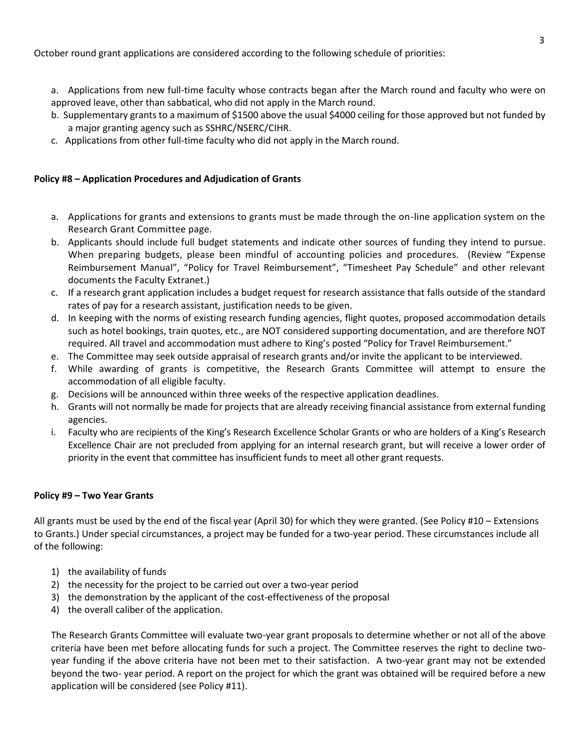October round grant applications are considered according to the following schedule of priorities:

a. Applications from new full-time faculty whose contracts began after the March round and faculty who were on approved leave, other than sabbatical, who did not apply in the March round.
b. Supplementary grants to a maximum of $1500 above the usual $4000 ceiling for those approved but not funded by a major granting agency such as SSHRC/NSERC/CIHR.
c. Applications from other full-time faculty who did not apply in the March round.

**Policy #8 – Application Procedures and Adjudication of Grants**

a. Applications for grants and extensions to grants must be made through the on-line application system on the Research Grant Committee page.
b. Applicants should include full budget statements and indicate other sources of funding they intend to pursue. When preparing budgets, please been mindful of accounting policies and procedures. (Review "Expense Reimbursement Manual", "Policy for Travel Reimbursement", "Timesheet Pay Schedule" and other relevant documents the Faculty Extranet.)
c. If a research grant application includes a budget request for research assistance that falls outside of the standard rates of pay for a research assistant, justification needs to be given.
d. In keeping with the norms of existing research funding agencies, flight quotes, proposed accommodation details such as hotel bookings, train quotes, etc., are NOT considered supporting documentation, and are therefore NOT required. All travel and accommodation must adhere to King's posted "Policy for Travel Reimbursement."
e. The Committee may seek outside appraisal of research grants and/or invite the applicant to be interviewed.
f. While awarding of grants is competitive, the Research Grants Committee will attempt to ensure the accommodation of all eligible faculty.
g. Decisions will be announced within three weeks of the respective application deadlines.
h. Grants will not normally be made for projects that are already receiving financial assistance from external funding agencies.
i. Faculty who are recipients of the King's Research Excellence Scholar Grants or who are holders of a King's Research Excellence Chair are not precluded from applying for an internal research grant, but will receive a lower order of priority in the event that committee has insufficient funds to meet all other grant requests.

**Policy #9 – Two Year Grants**

All grants must be used by the end of the fiscal year (April 30) for which they were granted. (See Policy #10 – Extensions to Grants.) Under special circumstances, a project may be funded for a two-year period. These circumstances include all of the following:

1) the availability of funds
2) the necessity for the project to be carried out over a two-year period
3) the demonstration by the applicant of the cost-effectiveness of the proposal
4) the overall caliber of the application.

The Research Grants Committee will evaluate two-year grant proposals to determine whether or not all of the above criteria have been met before allocating funds for such a project. The Committee reserves the right to decline two-year funding if the above criteria have not been met to their satisfaction. A two-year grant may not be extended beyond the two- year period. A report on the project for which the grant was obtained will be required before a new application will be considered (see Policy #11).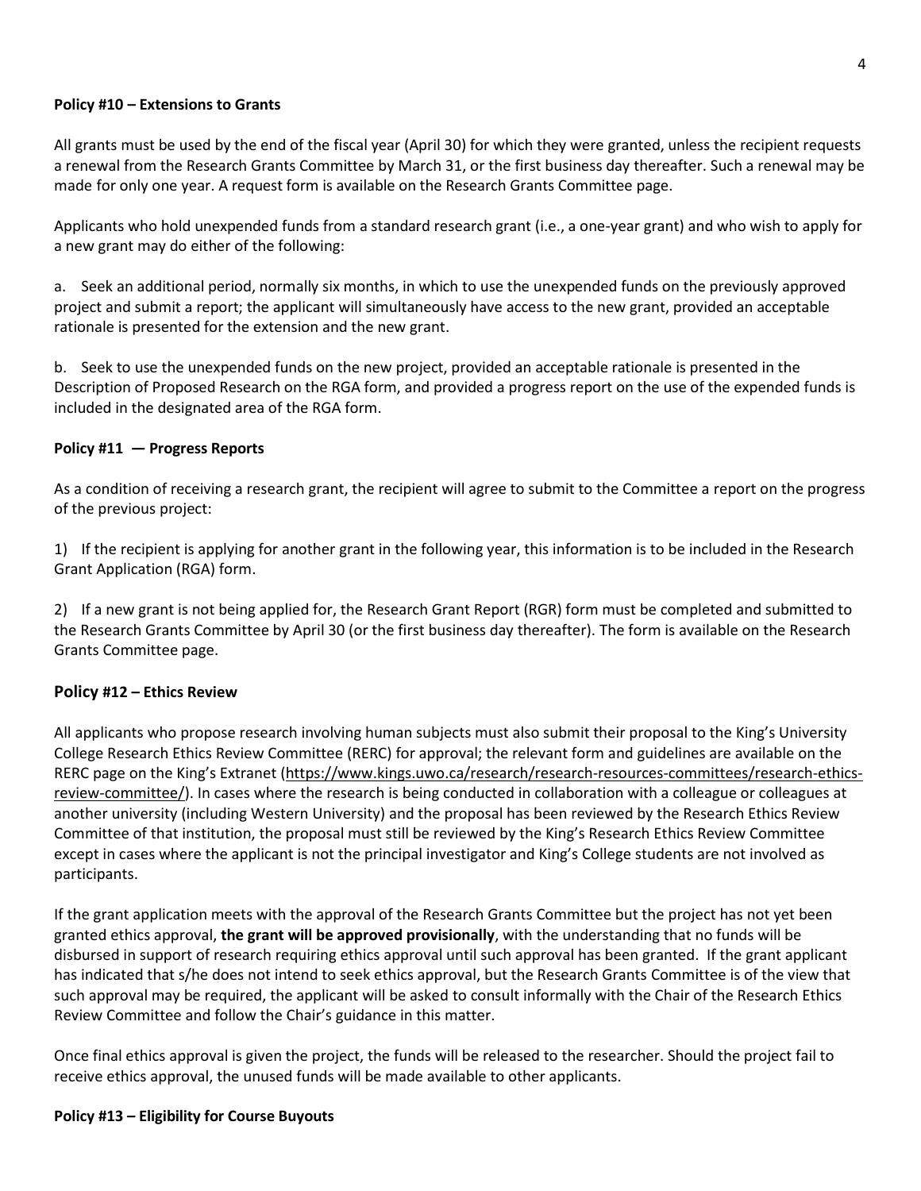**Policy #10 – Extensions to Grants**

All grants must be used by the end of the fiscal year (April 30) for which they were granted, unless the recipient requests a renewal from the Research Grants Committee by March 31, or the first business day thereafter. Such a renewal may be made for only one year. A request form is available on the Research Grants Committee page.

Applicants who hold unexpended funds from a standard research grant (i.e., a one-year grant) and who wish to apply for a new grant may do either of the following:

a. Seek an additional period, normally six months, in which to use the unexpended funds on the previously approved project and submit a report; the applicant will simultaneously have access to the new grant, provided an acceptable rationale is presented for the extension and the new grant.

b. Seek to use the unexpended funds on the new project, provided an acceptable rationale is presented in the Description of Proposed Research on the RGA form, and provided a progress report on the use of the expended funds is included in the designated area of the RGA form.

**Policy #11 — Progress Reports**

As a condition of receiving a research grant, the recipient will agree to submit to the Committee a report on the progress of the previous project:

1) If the recipient is applying for another grant in the following year, this information is to be included in the Research Grant Application (RGA) form.

2) If a new grant is not being applied for, the Research Grant Report (RGR) form must be completed and submitted to the Research Grants Committee by April 30 (or the first business day thereafter). The form is available on the Research Grants Committee page.

**Policy #12 – Ethics Review**

All applicants who propose research involving human subjects must also submit their proposal to the King's University College Research Ethics Review Committee (RERC) for approval; the relevant form and guidelines are available on the RERC page on the King's Extranet (https://www.kings.uwo.ca/research/research-resources-committees/research-ethics-review-committee/). In cases where the research is being conducted in collaboration with a colleague or colleagues at another university (including Western University) and the proposal has been reviewed by the Research Ethics Review Committee of that institution, the proposal must still be reviewed by the King's Research Ethics Review Committee except in cases where the applicant is not the principal investigator and King's College students are not involved as participants.

If the grant application meets with the approval of the Research Grants Committee but the project has not yet been granted ethics approval, **the grant will be approved provisionally**, with the understanding that no funds will be disbursed in support of research requiring ethics approval until such approval has been granted. If the grant applicant has indicated that s/he does not intend to seek ethics approval, but the Research Grants Committee is of the view that such approval may be required, the applicant will be asked to consult informally with the Chair of the Research Ethics Review Committee and follow the Chair's guidance in this matter.

Once final ethics approval is given the project, the funds will be released to the researcher. Should the project fail to receive ethics approval, the unused funds will be made available to other applicants.

**Policy #13 – Eligibility for Course Buyouts**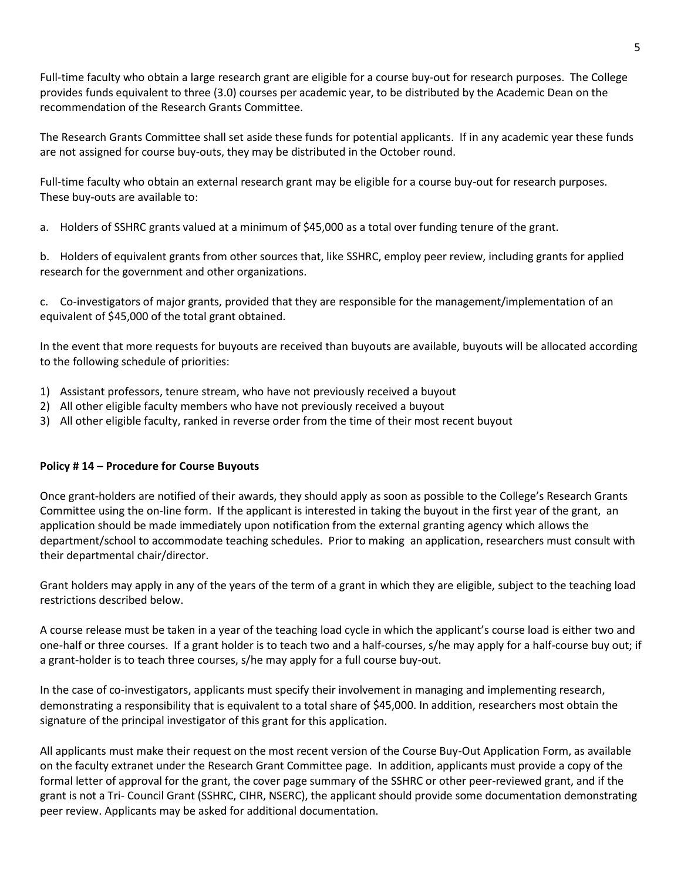Full-time faculty who obtain a large research grant are eligible for a course buy-out for research purposes. The College provides funds equivalent to three (3.0) courses per academic year, to be distributed by the Academic Dean on the recommendation of the Research Grants Committee.

The Research Grants Committee shall set aside these funds for potential applicants. If in any academic year these funds are not assigned for course buy-outs, they may be distributed in the October round.

Full-time faculty who obtain an external research grant may be eligible for a course buy-out for research purposes. These buy-outs are available to:

a. Holders of SSHRC grants valued at a minimum of $45,000 as a total over funding tenure of the grant.

b. Holders of equivalent grants from other sources that, like SSHRC, employ peer review, including grants for applied research for the government and other organizations.

c. Co-investigators of major grants, provided that they are responsible for the management/implementation of an equivalent of $45,000 of the total grant obtained.

In the event that more requests for buyouts are received than buyouts are available, buyouts will be allocated according to the following schedule of priorities:

1) Assistant professors, tenure stream, who have not previously received a buyout
2) All other eligible faculty members who have not previously received a buyout
3) All other eligible faculty, ranked in reverse order from the time of their most recent buyout

**Policy # 14 – Procedure for Course Buyouts**

Once grant-holders are notified of their awards, they should apply as soon as possible to the College's Research Grants Committee using the on-line form. If the applicant is interested in taking the buyout in the first year of the grant, an application should be made immediately upon notification from the external granting agency which allows the department/school to accommodate teaching schedules. Prior to making an application, researchers must consult with their departmental chair/director.

Grant holders may apply in any of the years of the term of a grant in which they are eligible, subject to the teaching load restrictions described below.

A course release must be taken in a year of the teaching load cycle in which the applicant's course load is either two and one-half or three courses. If a grant holder is to teach two and a half-courses, s/he may apply for a half-course buy out; if a grant-holder is to teach three courses, s/he may apply for a full course buy-out.

In the case of co-investigators, applicants must specify their involvement in managing and implementing research, demonstrating a responsibility that is equivalent to a total share of $45,000. In addition, researchers most obtain the signature of the principal investigator of this grant for this application.

All applicants must make their request on the most recent version of the Course Buy-Out Application Form, as available on the faculty extranet under the Research Grant Committee page. In addition, applicants must provide a copy of the formal letter of approval for the grant, the cover page summary of the SSHRC or other peer-reviewed grant, and if the grant is not a Tri- Council Grant (SSHRC, CIHR, NSERC), the applicant should provide some documentation demonstrating peer review. Applicants may be asked for additional documentation.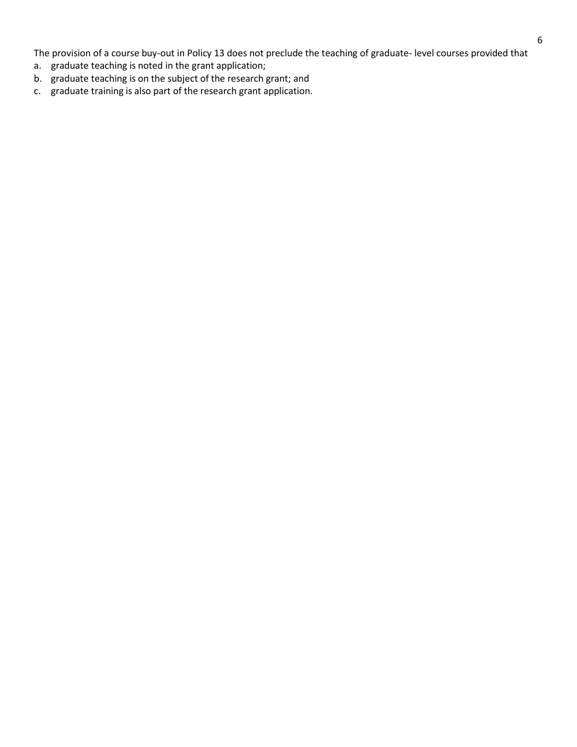The provision of a course buy-out in Policy 13 does not preclude the teaching of graduate- level courses provided that

a. graduate teaching is noted in the grant application;
b. graduate teaching is on the subject of the research grant; and
c. graduate training is also part of the research grant application.